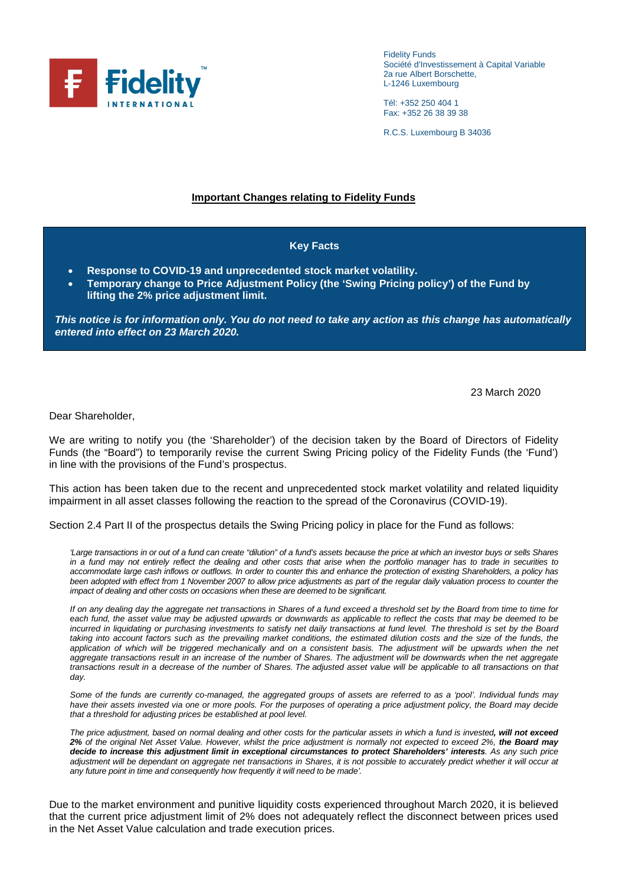Fidelity Funds
Société d'Investissement à Capital Variable
2a rue Albert Borschette,
L-1246 Luxembourg

Tél: +352 250 404 1
Fax: +352 26 38 39 38

R.C.S. Luxembourg B 34036

## Important Changes relating to Fidelity Funds

**Key Facts**

- **Response to COVID-19 and unprecedented stock market volatility.**
- **Temporary change to Price Adjustment Policy (the 'Swing Pricing policy') of the Fund by lifting the 2% price adjustment limit.**

***This notice is for information only. You do not need to take any action as this change has automatically entered into effect on 23 March 2020.***

23 March 2020

Dear Shareholder,

We are writing to notify you (the 'Shareholder') of the decision taken by the Board of Directors of Fidelity Funds (the "Board") to temporarily revise the current Swing Pricing policy of the Fidelity Funds (the 'Fund') in line with the provisions of the Fund's prospectus.

This action has been taken due to the recent and unprecedented stock market volatility and related liquidity impairment in all asset classes following the reaction to the spread of the Coronavirus (COVID-19).

Section 2.4 Part II of the prospectus details the Swing Pricing policy in place for the Fund as follows:

*'Large transactions in or out of a fund can create "dilution" of a fund's assets because the price at which an investor buys or sells Shares in a fund may not entirely reflect the dealing and other costs that arise when the portfolio manager has to trade in securities to accommodate large cash inflows or outflows. In order to counter this and enhance the protection of existing Shareholders, a policy has been adopted with effect from 1 November 2007 to allow price adjustments as part of the regular daily valuation process to counter the impact of dealing and other costs on occasions when these are deemed to be significant.*

*If on any dealing day the aggregate net transactions in Shares of a fund exceed a threshold set by the Board from time to time for each fund, the asset value may be adjusted upwards or downwards as applicable to reflect the costs that may be deemed to be incurred in liquidating or purchasing investments to satisfy net daily transactions at fund level. The threshold is set by the Board taking into account factors such as the prevailing market conditions, the estimated dilution costs and the size of the funds, the application of which will be triggered mechanically and on a consistent basis. The adjustment will be upwards when the net aggregate transactions result in an increase of the number of Shares. The adjustment will be downwards when the net aggregate transactions result in a decrease of the number of Shares. The adjusted asset value will be applicable to all transactions on that day.*

*Some of the funds are currently co-managed, the aggregated groups of assets are referred to as a 'pool'. Individual funds may have their assets invested via one or more pools. For the purposes of operating a price adjustment policy, the Board may decide that a threshold for adjusting prices be established at pool level.*

*The price adjustment, based on normal dealing and other costs for the particular assets in which a fund is invested**, will not exceed 2%** of the original Net Asset Value. However, whilst the price adjustment is normally not expected to exceed 2%, **the Board may decide to increase this adjustment limit in exceptional circumstances to protect Shareholders' interests**. As any such price adjustment will be dependant on aggregate net transactions in Shares, it is not possible to accurately predict whether it will occur at any future point in time and consequently how frequently it will need to be made'.*

Due to the market environment and punitive liquidity costs experienced throughout March 2020, it is believed that the current price adjustment limit of 2% does not adequately reflect the disconnect between prices used in the Net Asset Value calculation and trade execution prices.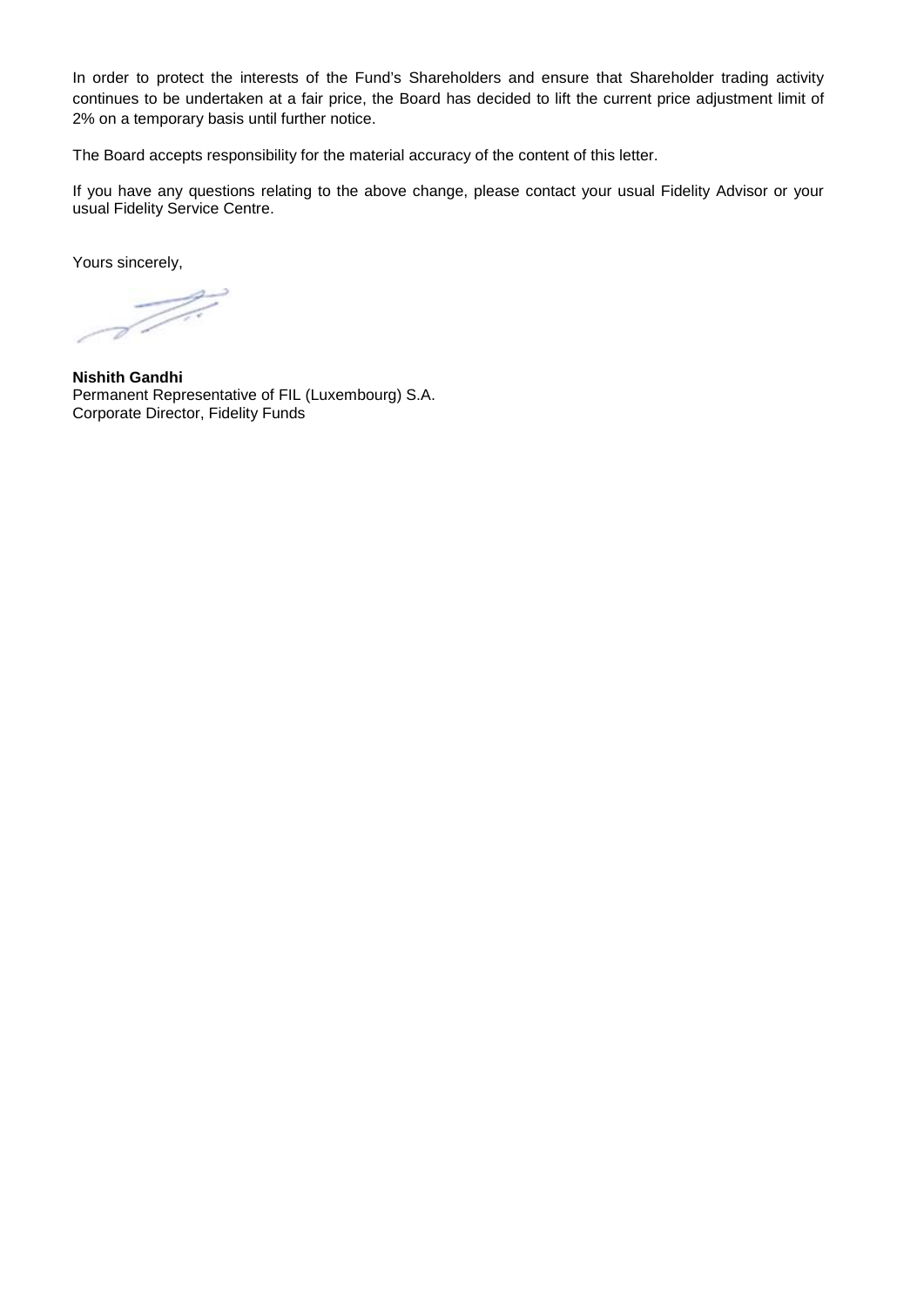In order to protect the interests of the Fund's Shareholders and ensure that Shareholder trading activity continues to be undertaken at a fair price, the Board has decided to lift the current price adjustment limit of 2% on a temporary basis until further notice.

The Board accepts responsibility for the material accuracy of the content of this letter.

If you have any questions relating to the above change, please contact your usual Fidelity Advisor or your usual Fidelity Service Centre.

Yours sincerely,

**Nishith Gandhi**
Permanent Representative of FIL (Luxembourg) S.A.
Corporate Director, Fidelity Funds